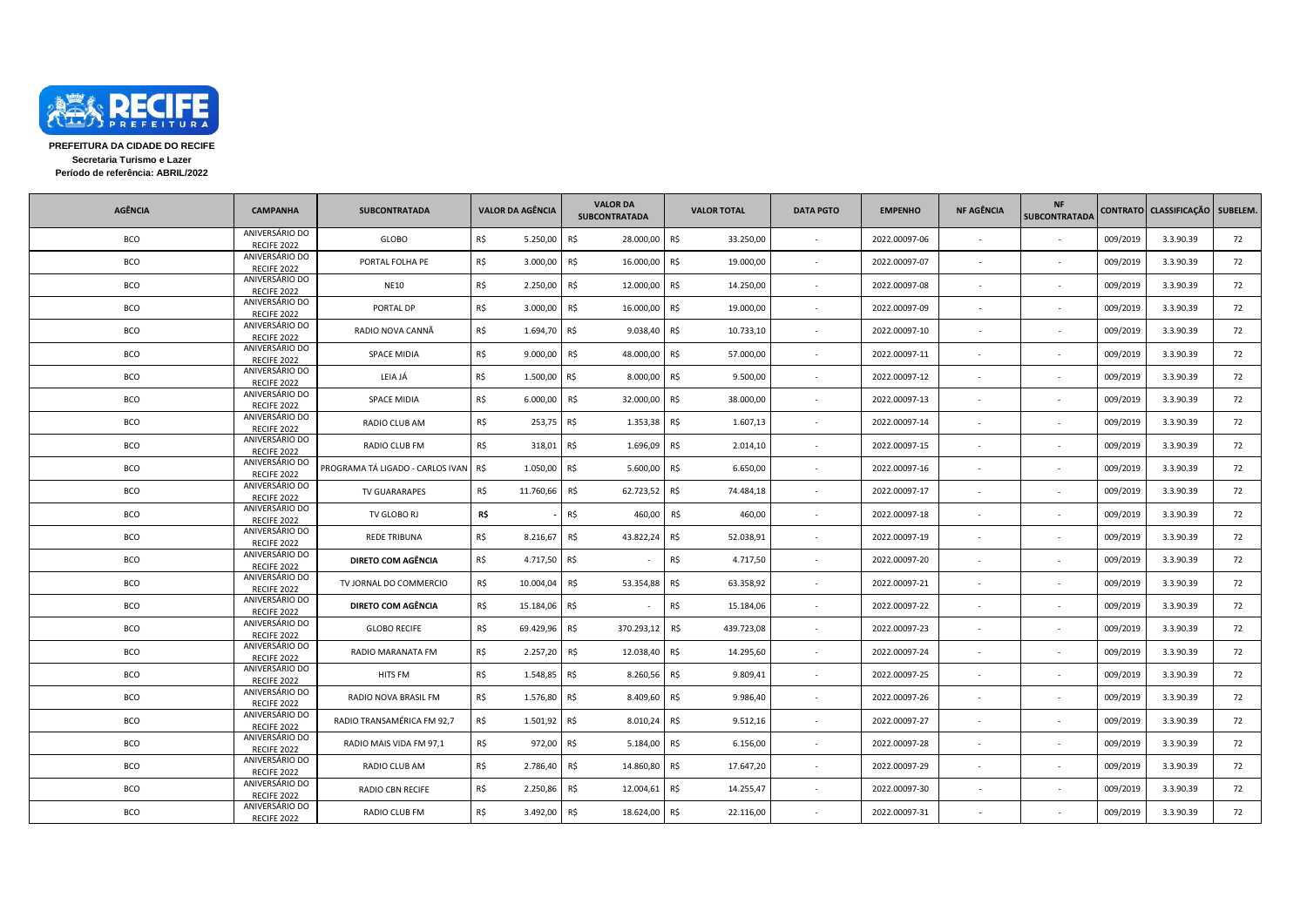**PREFEITURA DA CIDADE DO RECIFE**
**Secretaria Turismo e Lazer**
**Período de referência: ABRIL/2022**

| AGÊNCIA | CAMPANHA | SUBCONTRATADA | VALOR DA AGÊNCIA | VALOR DA SUBCONTRATADA | VALOR TOTAL | DATA PGTO | EMPENHO | NF AGÊNCIA | NF SUBCONTRATADA | CONTRATO | CLASSIFICAÇÃO | SUBELEM. |
|---|---|---|---|---|---|---|---|---|---|---|---|---|
| BCO | ANIVERSÁRIO DO RECIFE 2022 | GLOBO | R$ 5.250,00 | R$ 28.000,00 | R$ 33.250,00 | - | 2022.00097-06 | - | - | 009/2019 | 3.3.90.39 | 72 |
| BCO | ANIVERSÁRIO DO RECIFE 2022 | PORTAL FOLHA PE | R$ 3.000,00 | R$ 16.000,00 | R$ 19.000,00 | - | 2022.00097-07 | - | - | 009/2019 | 3.3.90.39 | 72 |
| BCO | ANIVERSÁRIO DO RECIFE 2022 | NE10 | R$ 2.250,00 | R$ 12.000,00 | R$ 14.250,00 | - | 2022.00097-08 | - | - | 009/2019 | 3.3.90.39 | 72 |
| BCO | ANIVERSÁRIO DO RECIFE 2022 | PORTAL DP | R$ 3.000,00 | R$ 16.000,00 | R$ 19.000,00 | - | 2022.00097-09 | - | - | 009/2019 | 3.3.90.39 | 72 |
| BCO | ANIVERSÁRIO DO RECIFE 2022 | RADIO NOVA CANNÃ | R$ 1.694,70 | R$ 9.038,40 | R$ 10.733,10 | - | 2022.00097-10 | - | - | 009/2019 | 3.3.90.39 | 72 |
| BCO | ANIVERSÁRIO DO RECIFE 2022 | SPACE MIDIA | R$ 9.000,00 | R$ 48.000,00 | R$ 57.000,00 | - | 2022.00097-11 | - | - | 009/2019 | 3.3.90.39 | 72 |
| BCO | ANIVERSÁRIO DO RECIFE 2022 | LEIA JÁ | R$ 1.500,00 | R$ 8.000,00 | R$ 9.500,00 | - | 2022.00097-12 | - | - | 009/2019 | 3.3.90.39 | 72 |
| BCO | ANIVERSÁRIO DO RECIFE 2022 | SPACE MIDIA | R$ 6.000,00 | R$ 32.000,00 | R$ 38.000,00 | - | 2022.00097-13 | - | - | 009/2019 | 3.3.90.39 | 72 |
| BCO | ANIVERSÁRIO DO RECIFE 2022 | RADIO CLUB AM | R$ 253,75 | R$ 1.353,38 | R$ 1.607,13 | - | 2022.00097-14 | - | - | 009/2019 | 3.3.90.39 | 72 |
| BCO | ANIVERSÁRIO DO RECIFE 2022 | RADIO CLUB FM | R$ 318,01 | R$ 1.696,09 | R$ 2.014,10 | - | 2022.00097-15 | - | - | 009/2019 | 3.3.90.39 | 72 |
| BCO | ANIVERSÁRIO DO RECIFE 2022 | PROGRAMA TÁ LIGADO - CARLOS IVAN | R$ 1.050,00 | R$ 5.600,00 | R$ 6.650,00 | - | 2022.00097-16 | - | - | 009/2019 | 3.3.90.39 | 72 |
| BCO | ANIVERSÁRIO DO RECIFE 2022 | TV GUARARAPES | R$ 11.760,66 | R$ 62.723,52 | R$ 74.484,18 | - | 2022.00097-17 | - | - | 009/2019 | 3.3.90.39 | 72 |
| BCO | ANIVERSÁRIO DO RECIFE 2022 | TV GLOBO RJ | **R$** - | R$ 460,00 | R$ 460,00 | - | 2022.00097-18 | - | - | 009/2019 | 3.3.90.39 | 72 |
| BCO | ANIVERSÁRIO DO RECIFE 2022 | REDE TRIBUNA | R$ 8.216,67 | R$ 43.822,24 | R$ 52.038,91 | - | 2022.00097-19 | - | - | 009/2019 | 3.3.90.39 | 72 |
| BCO | ANIVERSÁRIO DO RECIFE 2022 | **DIRETO COM AGÊNCIA** | R$ 4.717,50 | R$ - | R$ 4.717,50 | - | 2022.00097-20 | - | - | 009/2019 | 3.3.90.39 | 72 |
| BCO | ANIVERSÁRIO DO RECIFE 2022 | TV JORNAL DO COMMERCIO | R$ 10.004,04 | R$ 53.354,88 | R$ 63.358,92 | - | 2022.00097-21 | - | - | 009/2019 | 3.3.90.39 | 72 |
| BCO | ANIVERSÁRIO DO RECIFE 2022 | **DIRETO COM AGÊNCIA** | R$ 15.184,06 | R$ - | R$ 15.184,06 | - | 2022.00097-22 | - | - | 009/2019 | 3.3.90.39 | 72 |
| BCO | ANIVERSÁRIO DO RECIFE 2022 | GLOBO RECIFE | R$ 69.429,96 | R$ 370.293,12 | R$ 439.723,08 | - | 2022.00097-23 | - | - | 009/2019 | 3.3.90.39 | 72 |
| BCO | ANIVERSÁRIO DO RECIFE 2022 | RADIO MARANATA FM | R$ 2.257,20 | R$ 12.038,40 | R$ 14.295,60 | - | 2022.00097-24 | - | - | 009/2019 | 3.3.90.39 | 72 |
| BCO | ANIVERSÁRIO DO RECIFE 2022 | HITS FM | R$ 1.548,85 | R$ 8.260,56 | R$ 9.809,41 | - | 2022.00097-25 | - | - | 009/2019 | 3.3.90.39 | 72 |
| BCO | ANIVERSÁRIO DO RECIFE 2022 | RADIO NOVA BRASIL FM | R$ 1.576,80 | R$ 8.409,60 | R$ 9.986,40 | - | 2022.00097-26 | - | - | 009/2019 | 3.3.90.39 | 72 |
| BCO | ANIVERSÁRIO DO RECIFE 2022 | RADIO TRANSAMÉRICA FM 92,7 | R$ 1.501,92 | R$ 8.010,24 | R$ 9.512,16 | - | 2022.00097-27 | - | - | 009/2019 | 3.3.90.39 | 72 |
| BCO | ANIVERSÁRIO DO RECIFE 2022 | RADIO MAIS VIDA FM 97,1 | R$ 972,00 | R$ 5.184,00 | R$ 6.156,00 | - | 2022.00097-28 | - | - | 009/2019 | 3.3.90.39 | 72 |
| BCO | ANIVERSÁRIO DO RECIFE 2022 | RADIO CLUB AM | R$ 2.786,40 | R$ 14.860,80 | R$ 17.647,20 | - | 2022.00097-29 | - | - | 009/2019 | 3.3.90.39 | 72 |
| BCO | ANIVERSÁRIO DO RECIFE 2022 | RADIO CBN RECIFE | R$ 2.250,86 | R$ 12.004,61 | R$ 14.255,47 | - | 2022.00097-30 | - | - | 009/2019 | 3.3.90.39 | 72 |
| BCO | ANIVERSÁRIO DO RECIFE 2022 | RADIO CLUB FM | R$ 3.492,00 | R$ 18.624,00 | R$ 22.116,00 | - | 2022.00097-31 | - | - | 009/2019 | 3.3.90.39 | 72 |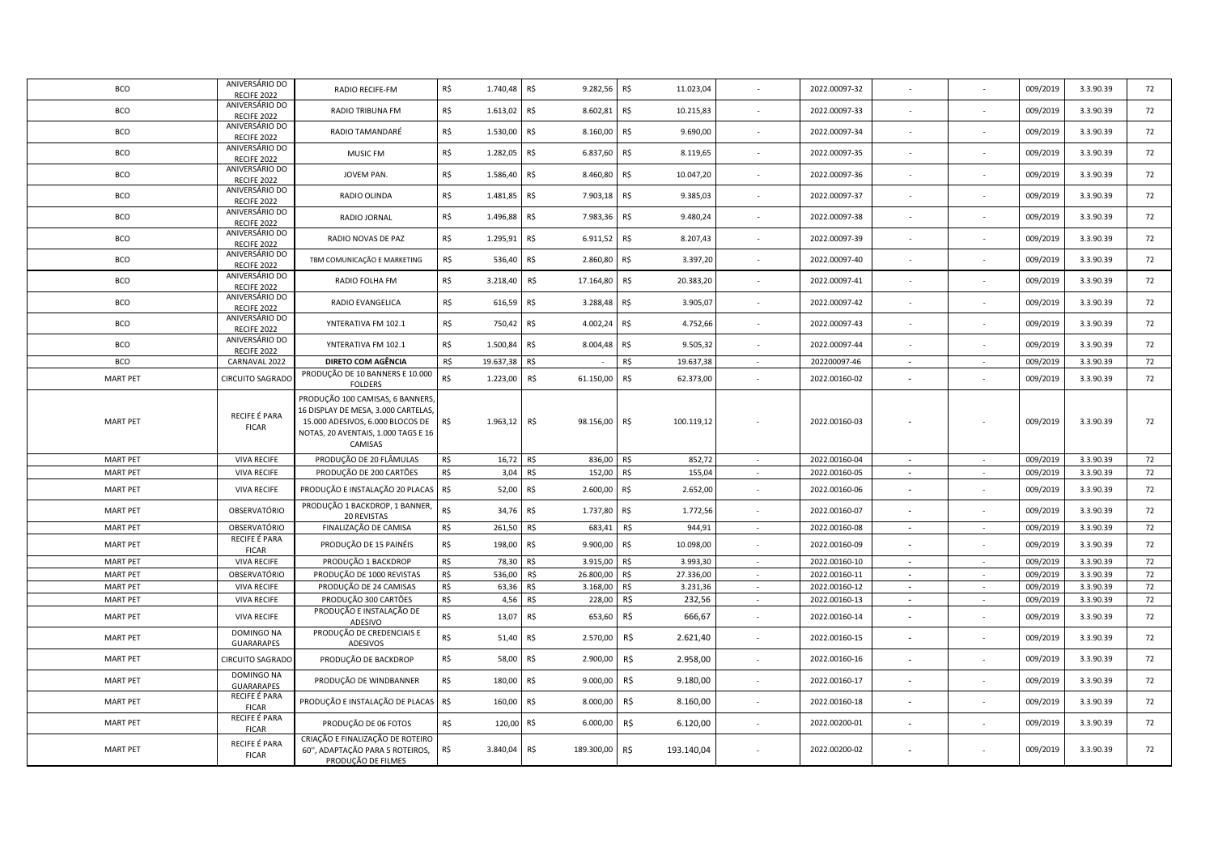| | | | | | | | | | | | | | |
|---|---|---|---|---|---|---|---|---|---|---|---|---|---|
| BCO | ANIVERSÁRIO DO RECIFE 2022 | RADIO RECIFE-FM | R$ 1.740,48 | R$ 9.282,56 | R$ 11.023,04 | - | 2022.00097-32 | - | - | 009/2019 | 3.3.90.39 | 72 |
| BCO | ANIVERSÁRIO DO RECIFE 2022 | RADIO TRIBUNA FM | R$ 1.613,02 | R$ 8.602,81 | R$ 10.215,83 | - | 2022.00097-33 | - | - | 009/2019 | 3.3.90.39 | 72 |
| BCO | ANIVERSÁRIO DO RECIFE 2022 | RADIO TAMANDARÉ | R$ 1.530,00 | R$ 8.160,00 | R$ 9.690,00 | - | 2022.00097-34 | - | - | 009/2019 | 3.3.90.39 | 72 |
| BCO | ANIVERSÁRIO DO RECIFE 2022 | MUSIC FM | R$ 1.282,05 | R$ 6.837,60 | R$ 8.119,65 | - | 2022.00097-35 | - | - | 009/2019 | 3.3.90.39 | 72 |
| BCO | ANIVERSÁRIO DO RECIFE 2022 | JOVEM PAN. | R$ 1.586,40 | R$ 8.460,80 | R$ 10.047,20 | - | 2022.00097-36 | - | - | 009/2019 | 3.3.90.39 | 72 |
| BCO | ANIVERSÁRIO DO RECIFE 2022 | RADIO OLINDA | R$ 1.481,85 | R$ 7.903,18 | R$ 9.385,03 | - | 2022.00097-37 | - | - | 009/2019 | 3.3.90.39 | 72 |
| BCO | ANIVERSÁRIO DO RECIFE 2022 | RADIO JORNAL | R$ 1.496,88 | R$ 7.983,36 | R$ 9.480,24 | - | 2022.00097-38 | - | - | 009/2019 | 3.3.90.39 | 72 |
| BCO | ANIVERSÁRIO DO RECIFE 2022 | RADIO NOVAS DE PAZ | R$ 1.295,91 | R$ 6.911,52 | R$ 8.207,43 | - | 2022.00097-39 | - | - | 009/2019 | 3.3.90.39 | 72 |
| BCO | ANIVERSÁRIO DO RECIFE 2022 | TBM COMUNICAÇÃO E MARKETING | R$ 536,40 | R$ 2.860,80 | R$ 3.397,20 | - | 2022.00097-40 | - | - | 009/2019 | 3.3.90.39 | 72 |
| BCO | ANIVERSÁRIO DO RECIFE 2022 | RADIO FOLHA FM | R$ 3.218,40 | R$ 17.164,80 | R$ 20.383,20 | - | 2022.00097-41 | - | - | 009/2019 | 3.3.90.39 | 72 |
| BCO | ANIVERSÁRIO DO RECIFE 2022 | RADIO EVANGELICA | R$ 616,59 | R$ 3.288,48 | R$ 3.905,07 | - | 2022.00097-42 | - | - | 009/2019 | 3.3.90.39 | 72 |
| BCO | ANIVERSÁRIO DO RECIFE 2022 | YNTERATIVA FM 102.1 | R$ 750,42 | R$ 4.002,24 | R$ 4.752,66 | - | 2022.00097-43 | - | - | 009/2019 | 3.3.90.39 | 72 |
| BCO | ANIVERSÁRIO DO RECIFE 2022 | YNTERATIVA FM 102.1 | R$ 1.500,84 | R$ 8.004,48 | R$ 9.505,32 | - | 2022.00097-44 | - | - | 009/2019 | 3.3.90.39 | 72 |
| BCO | CARNAVAL 2022 | **DIRETO COM AGÊNCIA** | R$ 19.637,38 | R$ - | R$ 19.637,38 | - | 202200097-46 | - | - | 009/2019 | 3.3.90.39 | 72 |
| MART PET | CIRCUITO SAGRADO | PRODUÇÃO DE 10 BANNERS E 10.000 FOLDERS | R$ 1.223,00 | R$ 61.150,00 | R$ 62.373,00 | - | 2022.00160-02 | - | - | 009/2019 | 3.3.90.39 | 72 |
| MART PET | RECIFE É PARA FICAR | PRODUÇÃO 100 CAMISAS, 6 BANNERS, 16 DISPLAY DE MESA, 3.000 CARTELAS, 15.000 ADESIVOS, 6.000 BLOCOS DE NOTAS, 20 AVENTAIS, 1.000 TAGS E 16 CAMISAS | R$ 1.963,12 | R$ 98.156,00 | R$ 100.119,12 | - | 2022.00160-03 | - | - | 009/2019 | 3.3.90.39 | 72 |
| MART PET | VIVA RECIFE | PRODUÇÃO DE 20 FLÂMULAS | R$ 16,72 | R$ 836,00 | R$ 852,72 | - | 2022.00160-04 | - | - | 009/2019 | 3.3.90.39 | 72 |
| MART PET | VIVA RECIFE | PRODUÇÃO DE 200 CARTÕES | R$ 3,04 | R$ 152,00 | R$ 155,04 | - | 2022.00160-05 | - | - | 009/2019 | 3.3.90.39 | 72 |
| MART PET | VIVA RECIFE | PRODUÇÃO E INSTALAÇÃO 20 PLACAS | R$ 52,00 | R$ 2.600,00 | R$ 2.652,00 | - | 2022.00160-06 | - | - | 009/2019 | 3.3.90.39 | 72 |
| MART PET | OBSERVATÓRIO | PRODUÇÃO 1 BACKDROP, 1 BANNER, 20 REVISTAS | R$ 34,76 | R$ 1.737,80 | R$ 1.772,56 | - | 2022.00160-07 | - | - | 009/2019 | 3.3.90.39 | 72 |
| MART PET | OBSERVATÓRIO | FINALIZAÇÃO DE CAMISA | R$ 261,50 | R$ 683,41 | R$ 944,91 | - | 2022.00160-08 | - | - | 009/2019 | 3.3.90.39 | 72 |
| MART PET | RECIFE É PARA FICAR | PRODUÇÃO DE 15 PAINÉIS | R$ 198,00 | R$ 9.900,00 | R$ 10.098,00 | - | 2022.00160-09 | - | - | 009/2019 | 3.3.90.39 | 72 |
| MART PET | VIVA RECIFE | PRODUÇÃO 1 BACKDROP | R$ 78,30 | R$ 3.915,00 | R$ 3.993,30 | - | 2022.00160-10 | - | - | 009/2019 | 3.3.90.39 | 72 |
| MART PET | OBSERVATÓRIO | PRODUÇÃO DE 1000 REVISTAS | R$ 536,00 | R$ 26.800,00 | R$ 27.336,00 | - | 2022.00160-11 | - | - | 009/2019 | 3.3.90.39 | 72 |
| MART PET | VIVA RECIFE | PRODUÇÃO DE 24 CAMISAS | R$ 63,36 | R$ 3.168,00 | R$ 3.231,36 | - | 2022.00160-12 | - | - | 009/2019 | 3.3.90.39 | 72 |
| MART PET | VIVA RECIFE | PRODUÇÃO 300 CARTÕES | R$ 4,56 | R$ 228,00 | R$ 232,56 | - | 2022.00160-13 | - | - | 009/2019 | 3.3.90.39 | 72 |
| MART PET | VIVA RECIFE | PRODUÇÃO E INSTALAÇÃO DE ADESIVO | R$ 13,07 | R$ 653,60 | R$ 666,67 | - | 2022.00160-14 | - | - | 009/2019 | 3.3.90.39 | 72 |
| MART PET | DOMINGO NA GUARARAPES | PRODUÇÃO DE CREDENCIAIS E ADESIVOS | R$ 51,40 | R$ 2.570,00 | R$ 2.621,40 | - | 2022.00160-15 | - | - | 009/2019 | 3.3.90.39 | 72 |
| MART PET | CIRCUITO SAGRADO | PRODUÇÃO DE BACKDROP | R$ 58,00 | R$ 2.900,00 | R$ 2.958,00 | - | 2022.00160-16 | - | - | 009/2019 | 3.3.90.39 | 72 |
| MART PET | DOMINGO NA GUARARAPES | PRODUÇÃO DE WINDBANNER | R$ 180,00 | R$ 9.000,00 | R$ 9.180,00 | - | 2022.00160-17 | - | - | 009/2019 | 3.3.90.39 | 72 |
| MART PET | RECIFE É PARA FICAR | PRODUÇÃO E INSTALAÇÃO DE PLACAS | R$ 160,00 | R$ 8.000,00 | R$ 8.160,00 | - | 2022.00160-18 | - | - | 009/2019 | 3.3.90.39 | 72 |
| MART PET | RECIFE É PARA FICAR | PRODUÇÃO DE 06 FOTOS | R$ 120,00 | R$ 6.000,00 | R$ 6.120,00 | - | 2022.00200-01 | - | - | 009/2019 | 3.3.90.39 | 72 |
| MART PET | RECIFE É PARA FICAR | CRIAÇÃO E FINALIZAÇÃO DE ROTEIRO 60", ADAPTAÇÃO PARA 5 ROTEIROS, PRODUÇÃO DE FILMES | R$ 3.840,04 | R$ 189.300,00 | R$ 193.140,04 | - | 2022.00200-02 | - | - | 009/2019 | 3.3.90.39 | 72 |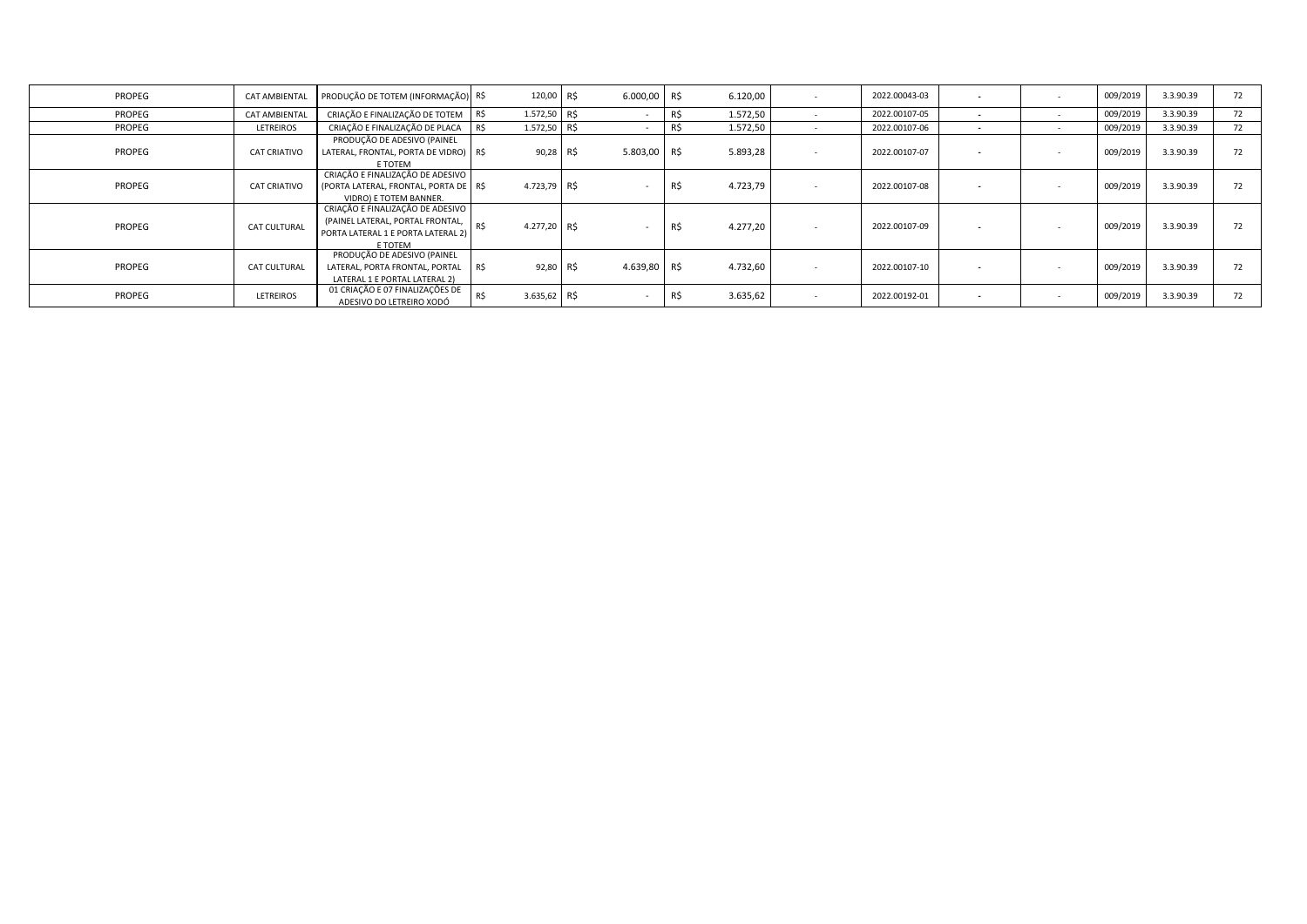| | | | | | | | | | | | | | |
|---|---|---|---|---|---|---|---|---|---|---|---|---|---|
| PROPEG | CAT AMBIENTAL | PRODUÇÃO DE TOTEM (INFORMAÇÃO) | R$ 120,00 | R$ 6.000,00 | R$ 6.120,00 | - | 2022.00043-03 | - | - | 009/2019 | 3.3.90.39 | 72 |
| PROPEG | CAT AMBIENTAL | CRIAÇÃO E FINALIZAÇÃO DE TOTEM | R$ 1.572,50 | R$ - | R$ 1.572,50 | - | 2022.00107-05 | - | - | 009/2019 | 3.3.90.39 | 72 |
| PROPEG | LETREIROS | CRIAÇÃO E FINALIZAÇÃO DE PLACA | R$ 1.572,50 | R$ - | R$ 1.572,50 | - | 2022.00107-06 | - | - | 009/2019 | 3.3.90.39 | 72 |
| PROPEG | CAT CRIATIVO | PRODUÇÃO DE ADESIVO (PAINEL LATERAL, FRONTAL, PORTA DE VIDRO) E TOTEM | R$ 90,28 | R$ 5.803,00 | R$ 5.893,28 | - | 2022.00107-07 | - | - | 009/2019 | 3.3.90.39 | 72 |
| PROPEG | CAT CRIATIVO | CRIAÇÃO E FINALIZAÇÃO DE ADESIVO (PORTA LATERAL, FRONTAL, PORTA DE VIDRO) E TOTEM BANNER. | R$ 4.723,79 | R$ - | R$ 4.723,79 | - | 2022.00107-08 | - | - | 009/2019 | 3.3.90.39 | 72 |
| PROPEG | CAT CULTURAL | CRIAÇÃO E FINALIZAÇÃO DE ADESIVO (PAINEL LATERAL, PORTAL FRONTAL, PORTA LATERAL 1 E PORTA LATERAL 2) E TOTEM | R$ 4.277,20 | R$ - | R$ 4.277,20 | - | 2022.00107-09 | - | - | 009/2019 | 3.3.90.39 | 72 |
| PROPEG | CAT CULTURAL | PRODUÇÃO DE ADESIVO (PAINEL LATERAL, PORTA FRONTAL, PORTAL LATERAL 1 E PORTAL LATERAL 2) | R$ 92,80 | R$ 4.639,80 | R$ 4.732,60 | - | 2022.00107-10 | - | - | 009/2019 | 3.3.90.39 | 72 |
| PROPEG | LETREIROS | 01 CRIAÇÃO E 07 FINALIZAÇÕES DE ADESIVO DO LETREIRO XODÓ | R$ 3.635,62 | R$ - | R$ 3.635,62 | - | 2022.00192-01 | - | - | 009/2019 | 3.3.90.39 | 72 |